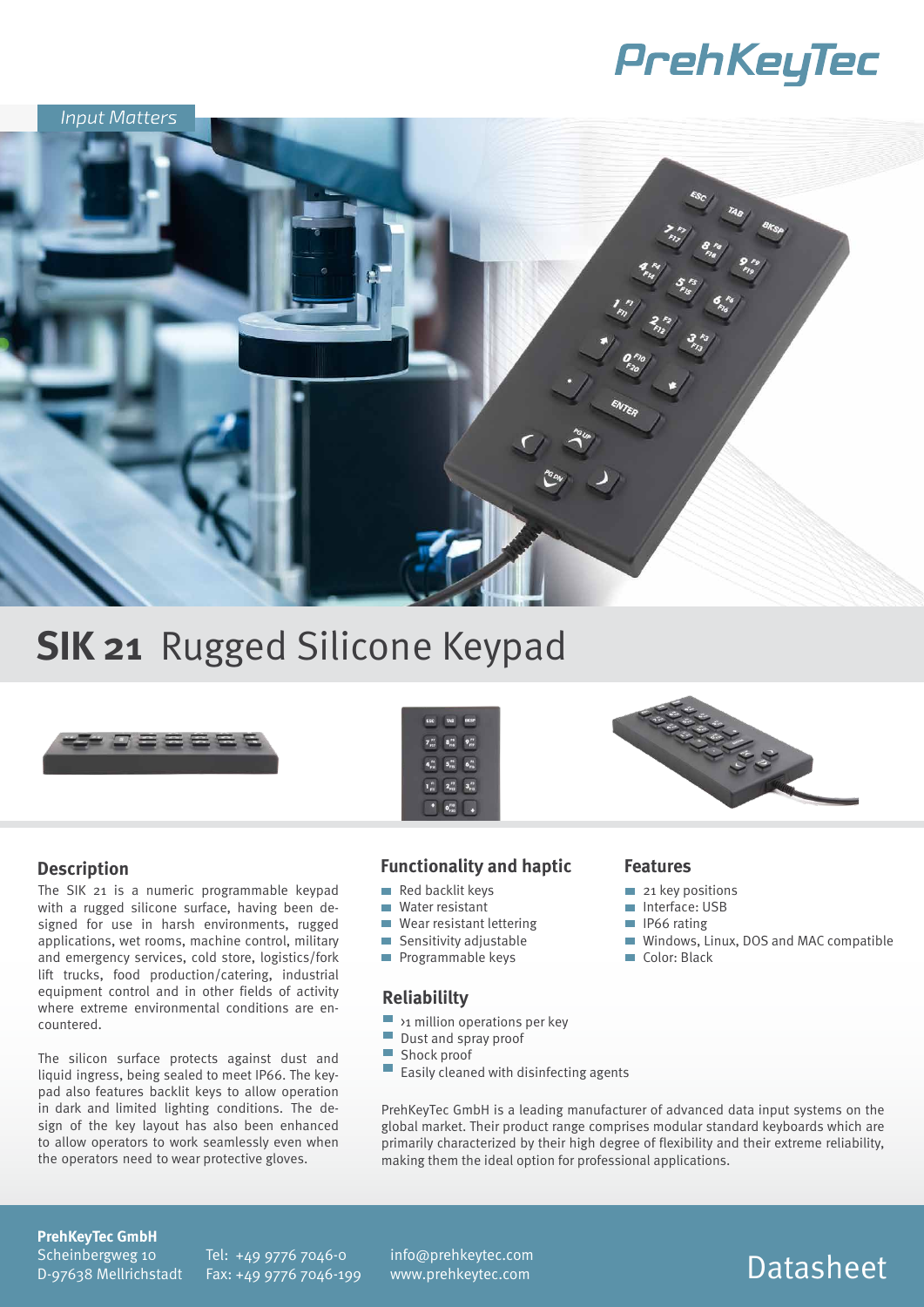PrehKeyTec

*Input Matters*

# SIK 21 Rugged Silicone Keypad

## Description

The SIK 21 is a numeric programmable keypad with a rugged silicone surface, having been designed for use in harsh environments, rugged applications, wet rooms, machine control, military and emergency services, cold store, logistics/fork lift trucks, food production/catering, industrial equipment control and in other fields of activity where extreme environmental conditions are encountered.

The silicon surface protects against dust and liquid ingress, being sealed to meet IP66. The keypad also features backlit keys to allow operation in dark and limited lighting conditions. The design of the key layout has also been enhanced to allow operators to work seamlessly even when the operators need to wear protective gloves.

## Functionality and haptic

- Red backlit keys
- Water resistant
- Wear resistant lettering
- Sensitivity adjustable
- Programmable keys

## Reliabililty

- >1 million operations per key
- Dust and spray proof
- Shock proof
- Easily cleaned with disinfecting agents

PrehKeyTec GmbH is a leading manufacturer of advanced data input systems on the global market. Their product range comprises modular standard keyboards which are primarily characterized by their high degree of flexibility and their extreme reliability, making them the ideal option for professional applications.

## Features

- 21 key positions
- Interface: USB
- IP66 rating
- Windows, Linux, DOS and MAC compatible
- Color: Black

**PrehKeyTec GmbH**
Scheinbergweg 10
D-97638 Mellrichstadt

Tel: +49 9776 7046-0
Fax: +49 9776 7046-199

info@prehkeytec.com
www.prehkeytec.com

Datasheet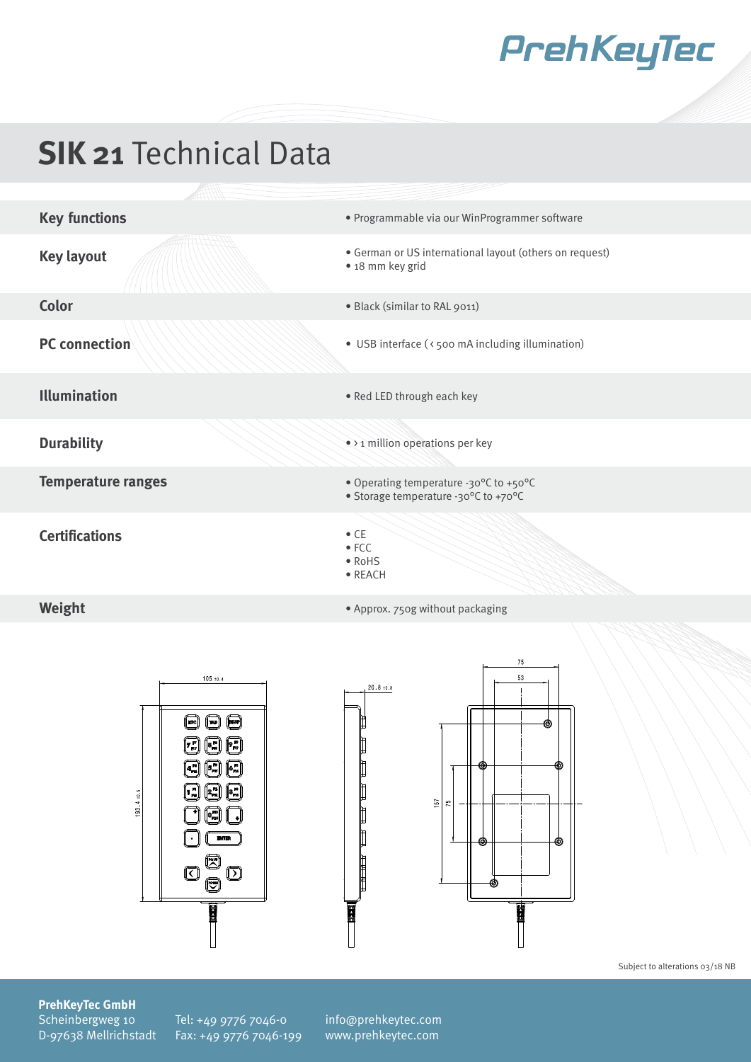# SIK 21 Technical Data

| | |
|---|---|
| **Key functions** | • Programmable via our WinProgrammer software |
| **Key layout** | • German or US international layout (others on request)<br>• 18 mm key grid |
| **Color** | • Black (similar to RAL 9011) |
| **PC connection** | • USB interface (< 500 mA including illumination) |
| **Illumination** | • Red LED through each key |
| **Durability** | • > 1 million operations per key |
| **Temperature ranges** | • Operating temperature -30°C to +50°C<br>• Storage temperature -30°C to +70°C |
| **Certifications** | • CE<br>• FCC<br>• RoHS<br>• REACH |
| **Weight** | • Approx. 750g without packaging |

105 ±0.4

193.4 ±0.5

20.8 ±0.8

75

53

157

75

Subject to alterations 03/18 NB

**PrehKeyTec GmbH**
Scheinbergweg 10
D-97638 Mellrichstadt

Tel: +49 9776 7046-0
Fax: +49 9776 7046-199

info@prehkeytec.com
www.prehkeytec.com